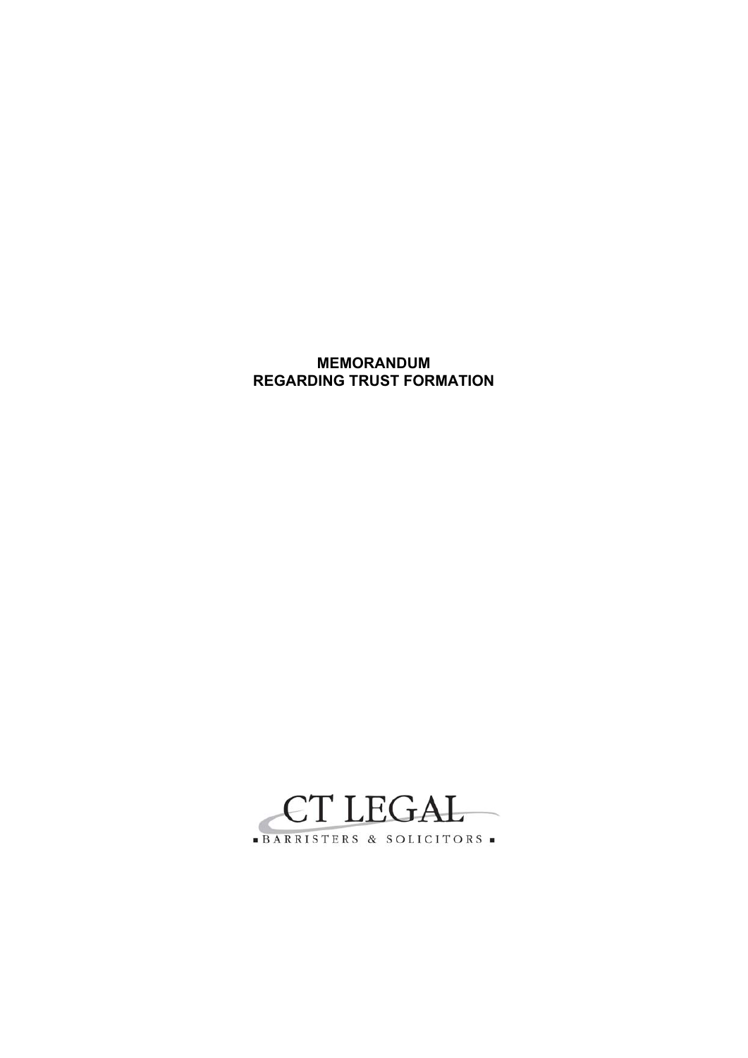# MEMORANDUM
# REGARDING TRUST FORMATION

CT LEGAL

BARRISTERS & SOLICITORS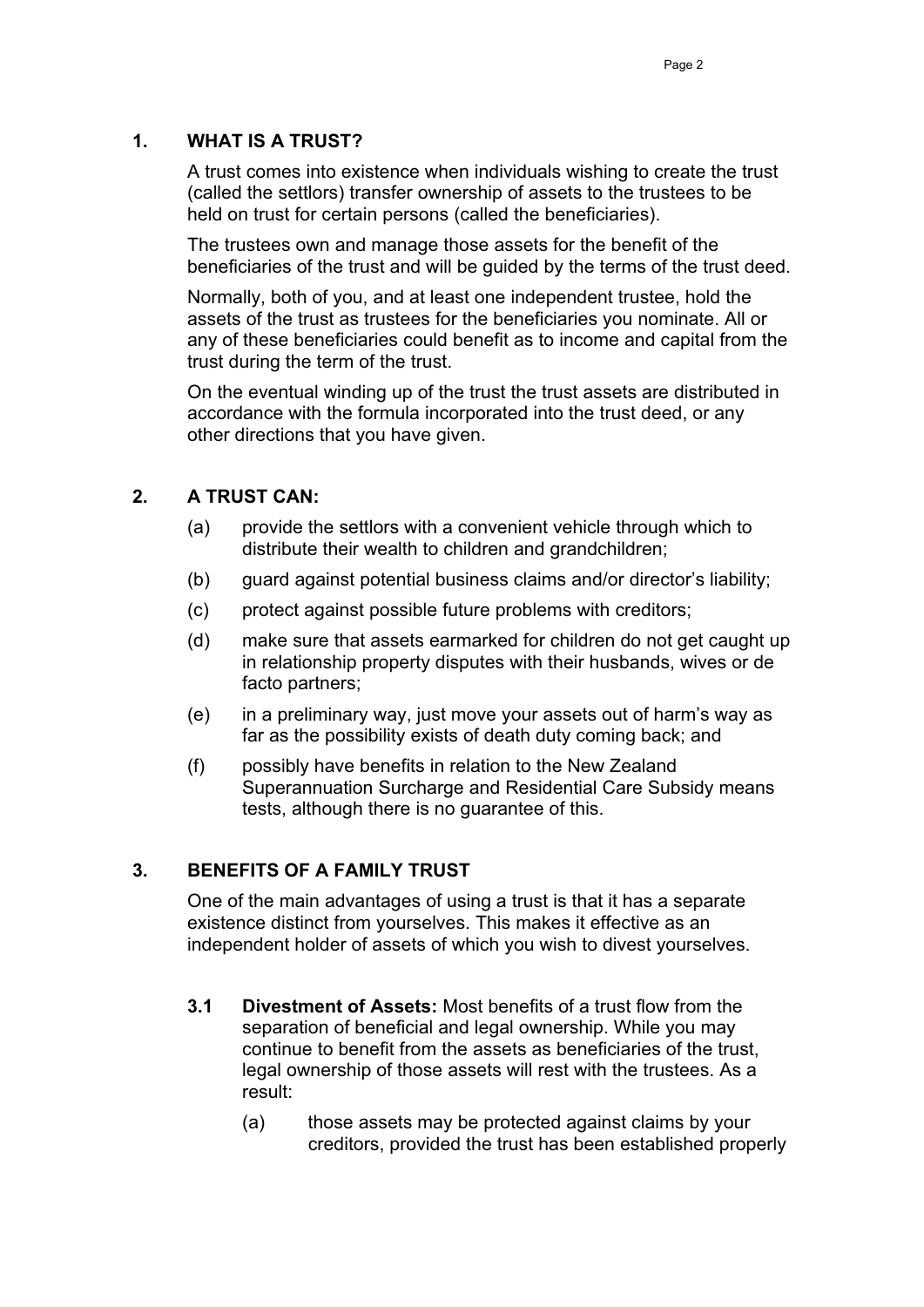## 1. WHAT IS A TRUST?

A trust comes into existence when individuals wishing to create the trust (called the settlors) transfer ownership of assets to the trustees to be held on trust for certain persons (called the beneficiaries).

The trustees own and manage those assets for the benefit of the beneficiaries of the trust and will be guided by the terms of the trust deed.

Normally, both of you, and at least one independent trustee, hold the assets of the trust as trustees for the beneficiaries you nominate. All or any of these beneficiaries could benefit as to income and capital from the trust during the term of the trust.

On the eventual winding up of the trust the trust assets are distributed in accordance with the formula incorporated into the trust deed, or any other directions that you have given.

## 2. A TRUST CAN:

(a) provide the settlors with a convenient vehicle through which to distribute their wealth to children and grandchildren;

(b) guard against potential business claims and/or director's liability;

(c) protect against possible future problems with creditors;

(d) make sure that assets earmarked for children do not get caught up in relationship property disputes with their husbands, wives or de facto partners;

(e) in a preliminary way, just move your assets out of harm's way as far as the possibility exists of death duty coming back; and

(f) possibly have benefits in relation to the New Zealand Superannuation Surcharge and Residential Care Subsidy means tests, although there is no guarantee of this.

## 3. BENEFITS OF A FAMILY TRUST

One of the main advantages of using a trust is that it has a separate existence distinct from yourselves. This makes it effective as an independent holder of assets of which you wish to divest yourselves.

**3.1 Divestment of Assets:** Most benefits of a trust flow from the separation of beneficial and legal ownership. While you may continue to benefit from the assets as beneficiaries of the trust, legal ownership of those assets will rest with the trustees. As a result:

(a) those assets may be protected against claims by your creditors, provided the trust has been established properly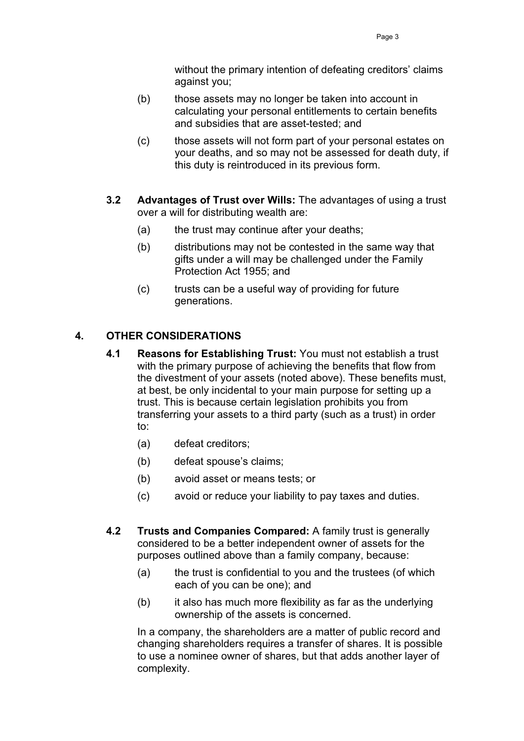without the primary intention of defeating creditors' claims against you;

(b) those assets may no longer be taken into account in calculating your personal entitlements to certain benefits and subsidies that are asset-tested; and

(c) those assets will not form part of your personal estates on your deaths, and so may not be assessed for death duty, if this duty is reintroduced in its previous form.

**3.2 Advantages of Trust over Wills:** The advantages of using a trust over a will for distributing wealth are:

(a) the trust may continue after your deaths;

(b) distributions may not be contested in the same way that gifts under a will may be challenged under the Family Protection Act 1955; and

(c) trusts can be a useful way of providing for future generations.

## 4. OTHER CONSIDERATIONS

**4.1 Reasons for Establishing Trust:** You must not establish a trust with the primary purpose of achieving the benefits that flow from the divestment of your assets (noted above). These benefits must, at best, be only incidental to your main purpose for setting up a trust. This is because certain legislation prohibits you from transferring your assets to a third party (such as a trust) in order to:

(a) defeat creditors;

(b) defeat spouse's claims;

(b) avoid asset or means tests; or

(c) avoid or reduce your liability to pay taxes and duties.

**4.2 Trusts and Companies Compared:** A family trust is generally considered to be a better independent owner of assets for the purposes outlined above than a family company, because:

(a) the trust is confidential to you and the trustees (of which each of you can be one); and

(b) it also has much more flexibility as far as the underlying ownership of the assets is concerned.

In a company, the shareholders are a matter of public record and changing shareholders requires a transfer of shares. It is possible to use a nominee owner of shares, but that adds another layer of complexity.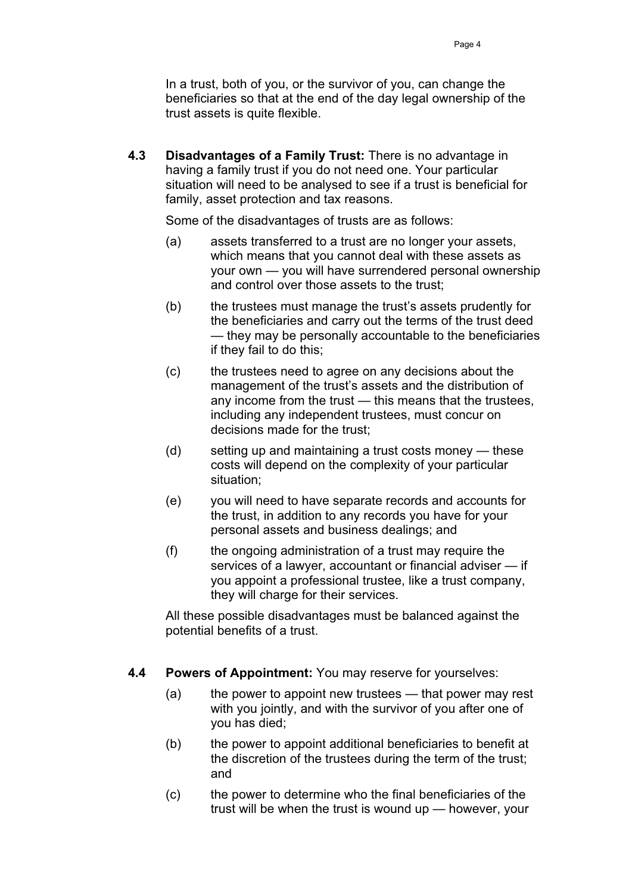In a trust, both of you, or the survivor of you, can change the beneficiaries so that at the end of the day legal ownership of the trust assets is quite flexible.

**4.3 Disadvantages of a Family Trust:** There is no advantage in having a family trust if you do not need one. Your particular situation will need to be analysed to see if a trust is beneficial for family, asset protection and tax reasons.

Some of the disadvantages of trusts are as follows:

(a) assets transferred to a trust are no longer your assets, which means that you cannot deal with these assets as your own — you will have surrendered personal ownership and control over those assets to the trust;

(b) the trustees must manage the trust's assets prudently for the beneficiaries and carry out the terms of the trust deed — they may be personally accountable to the beneficiaries if they fail to do this;

(c) the trustees need to agree on any decisions about the management of the trust's assets and the distribution of any income from the trust — this means that the trustees, including any independent trustees, must concur on decisions made for the trust;

(d) setting up and maintaining a trust costs money — these costs will depend on the complexity of your particular situation;

(e) you will need to have separate records and accounts for the trust, in addition to any records you have for your personal assets and business dealings; and

(f) the ongoing administration of a trust may require the services of a lawyer, accountant or financial adviser — if you appoint a professional trustee, like a trust company, they will charge for their services.

All these possible disadvantages must be balanced against the potential benefits of a trust.

**4.4 Powers of Appointment:** You may reserve for yourselves:

(a) the power to appoint new trustees — that power may rest with you jointly, and with the survivor of you after one of you has died;

(b) the power to appoint additional beneficiaries to benefit at the discretion of the trustees during the term of the trust; and

(c) the power to determine who the final beneficiaries of the trust will be when the trust is wound up — however, your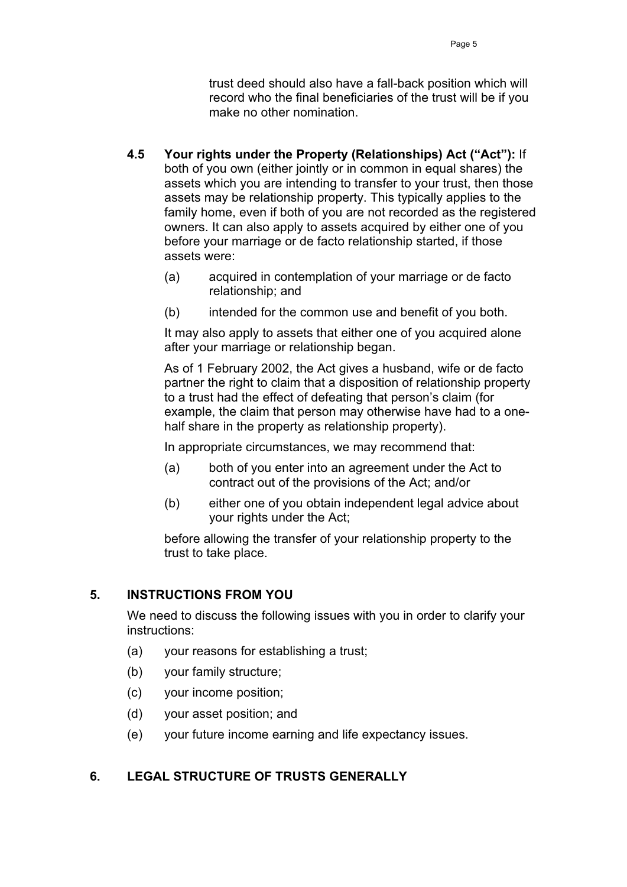trust deed should also have a fall-back position which will record who the final beneficiaries of the trust will be if you make no other nomination.

**4.5 Your rights under the Property (Relationships) Act ("Act"):** If both of you own (either jointly or in common in equal shares) the assets which you are intending to transfer to your trust, then those assets may be relationship property. This typically applies to the family home, even if both of you are not recorded as the registered owners. It can also apply to assets acquired by either one of you before your marriage or de facto relationship started, if those assets were:

(a) acquired in contemplation of your marriage or de facto relationship; and

(b) intended for the common use and benefit of you both.

It may also apply to assets that either one of you acquired alone after your marriage or relationship began.

As of 1 February 2002, the Act gives a husband, wife or de facto partner the right to claim that a disposition of relationship property to a trust had the effect of defeating that person's claim (for example, the claim that person may otherwise have had to a one-half share in the property as relationship property).

In appropriate circumstances, we may recommend that:

(a) both of you enter into an agreement under the Act to contract out of the provisions of the Act; and/or

(b) either one of you obtain independent legal advice about your rights under the Act;

before allowing the transfer of your relationship property to the trust to take place.

## 5. INSTRUCTIONS FROM YOU

We need to discuss the following issues with you in order to clarify your instructions:

(a) your reasons for establishing a trust;

(b) your family structure;

(c) your income position;

(d) your asset position; and

(e) your future income earning and life expectancy issues.

## 6. LEGAL STRUCTURE OF TRUSTS GENERALLY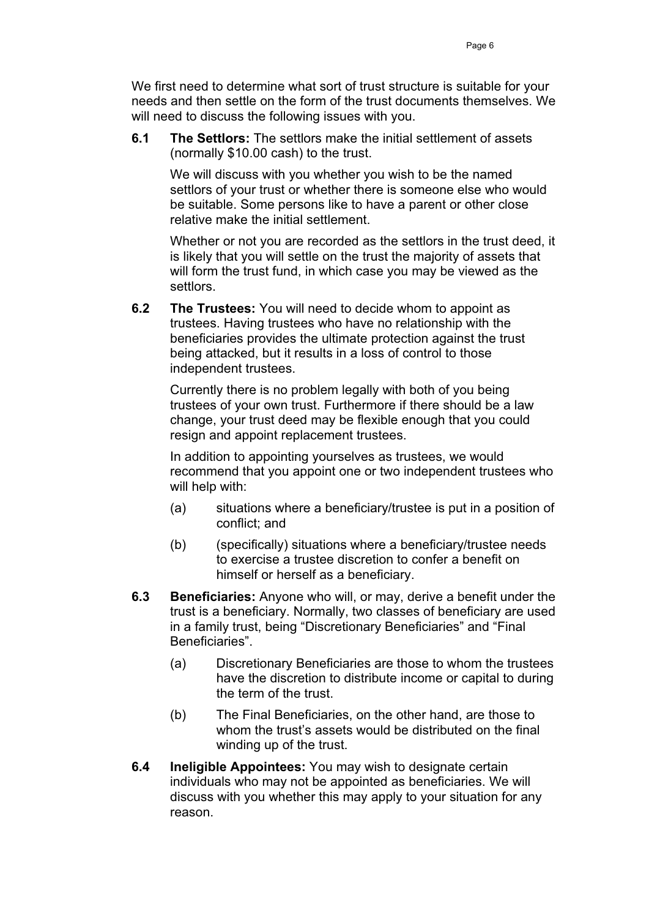We first need to determine what sort of trust structure is suitable for your needs and then settle on the form of the trust documents themselves. We will need to discuss the following issues with you.

**6.1 The Settlors:** The settlors make the initial settlement of assets (normally $10.00 cash) to the trust.

We will discuss with you whether you wish to be the named settlors of your trust or whether there is someone else who would be suitable. Some persons like to have a parent or other close relative make the initial settlement.

Whether or not you are recorded as the settlors in the trust deed, it is likely that you will settle on the trust the majority of assets that will form the trust fund, in which case you may be viewed as the settlors.

**6.2 The Trustees:** You will need to decide whom to appoint as trustees. Having trustees who have no relationship with the beneficiaries provides the ultimate protection against the trust being attacked, but it results in a loss of control to those independent trustees.

Currently there is no problem legally with both of you being trustees of your own trust. Furthermore if there should be a law change, your trust deed may be flexible enough that you could resign and appoint replacement trustees.

In addition to appointing yourselves as trustees, we would recommend that you appoint one or two independent trustees who will help with:

(a) situations where a beneficiary/trustee is put in a position of conflict; and

(b) (specifically) situations where a beneficiary/trustee needs to exercise a trustee discretion to confer a benefit on himself or herself as a beneficiary.

**6.3 Beneficiaries:** Anyone who will, or may, derive a benefit under the trust is a beneficiary. Normally, two classes of beneficiary are used in a family trust, being "Discretionary Beneficiaries" and "Final Beneficiaries".

(a) Discretionary Beneficiaries are those to whom the trustees have the discretion to distribute income or capital to during the term of the trust.

(b) The Final Beneficiaries, on the other hand, are those to whom the trust's assets would be distributed on the final winding up of the trust.

**6.4 Ineligible Appointees:** You may wish to designate certain individuals who may not be appointed as beneficiaries. We will discuss with you whether this may apply to your situation for any reason.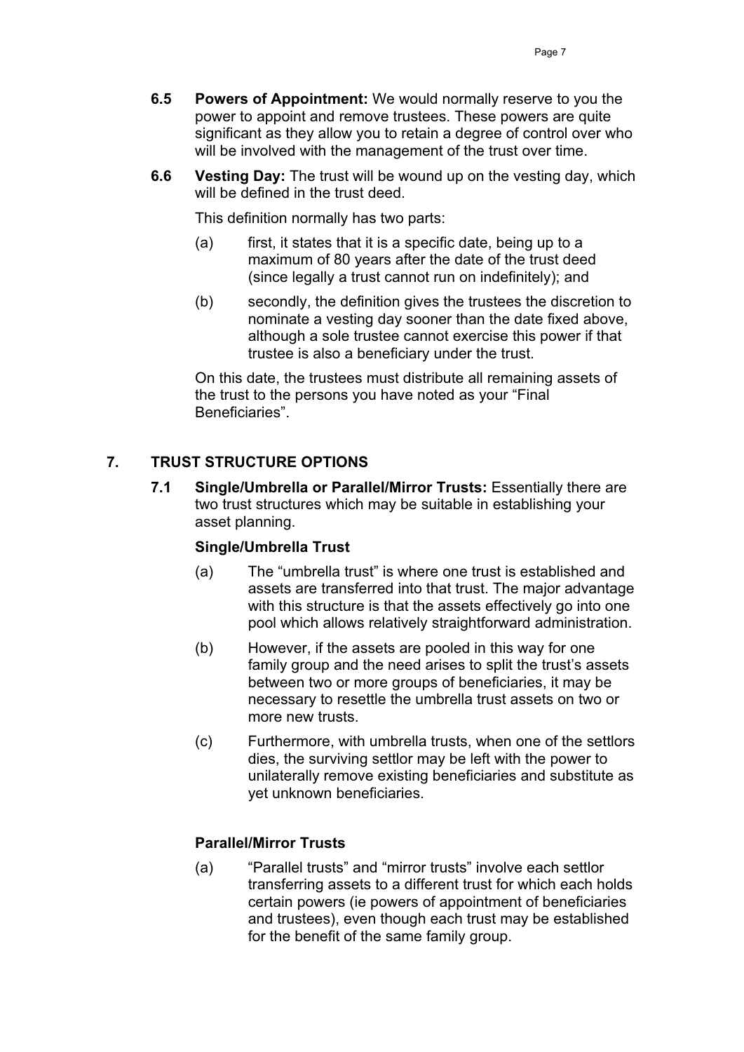**6.5 Powers of Appointment:** We would normally reserve to you the power to appoint and remove trustees. These powers are quite significant as they allow you to retain a degree of control over who will be involved with the management of the trust over time.

**6.6 Vesting Day:** The trust will be wound up on the vesting day, which will be defined in the trust deed.

This definition normally has two parts:

(a) first, it states that it is a specific date, being up to a maximum of 80 years after the date of the trust deed (since legally a trust cannot run on indefinitely); and

(b) secondly, the definition gives the trustees the discretion to nominate a vesting day sooner than the date fixed above, although a sole trustee cannot exercise this power if that trustee is also a beneficiary under the trust.

On this date, the trustees must distribute all remaining assets of the trust to the persons you have noted as your "Final Beneficiaries".

## 7. TRUST STRUCTURE OPTIONS

**7.1 Single/Umbrella or Parallel/Mirror Trusts:** Essentially there are two trust structures which may be suitable in establishing your asset planning.

**Single/Umbrella Trust**

(a) The "umbrella trust" is where one trust is established and assets are transferred into that trust. The major advantage with this structure is that the assets effectively go into one pool which allows relatively straightforward administration.

(b) However, if the assets are pooled in this way for one family group and the need arises to split the trust's assets between two or more groups of beneficiaries, it may be necessary to resettle the umbrella trust assets on two or more new trusts.

(c) Furthermore, with umbrella trusts, when one of the settlors dies, the surviving settlor may be left with the power to unilaterally remove existing beneficiaries and substitute as yet unknown beneficiaries.

**Parallel/Mirror Trusts**

(a) "Parallel trusts" and "mirror trusts" involve each settlor transferring assets to a different trust for which each holds certain powers (ie powers of appointment of beneficiaries and trustees), even though each trust may be established for the benefit of the same family group.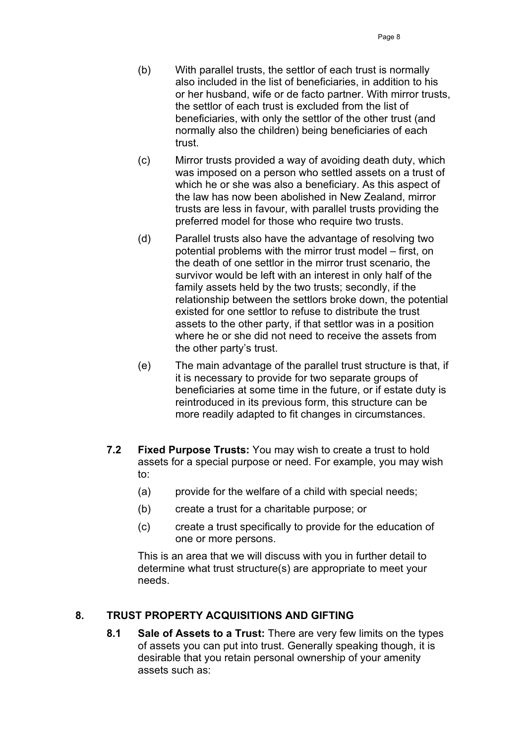(b) With parallel trusts, the settlor of each trust is normally also included in the list of beneficiaries, in addition to his or her husband, wife or de facto partner. With mirror trusts, the settlor of each trust is excluded from the list of beneficiaries, with only the settlor of the other trust (and normally also the children) being beneficiaries of each trust.

(c) Mirror trusts provided a way of avoiding death duty, which was imposed on a person who settled assets on a trust of which he or she was also a beneficiary. As this aspect of the law has now been abolished in New Zealand, mirror trusts are less in favour, with parallel trusts providing the preferred model for those who require two trusts.

(d) Parallel trusts also have the advantage of resolving two potential problems with the mirror trust model – first, on the death of one settlor in the mirror trust scenario, the survivor would be left with an interest in only half of the family assets held by the two trusts; secondly, if the relationship between the settlors broke down, the potential existed for one settlor to refuse to distribute the trust assets to the other party, if that settlor was in a position where he or she did not need to receive the assets from the other party's trust.

(e) The main advantage of the parallel trust structure is that, if it is necessary to provide for two separate groups of beneficiaries at some time in the future, or if estate duty is reintroduced in its previous form, this structure can be more readily adapted to fit changes in circumstances.

**7.2 Fixed Purpose Trusts:** You may wish to create a trust to hold assets for a special purpose or need. For example, you may wish to:

(a) provide for the welfare of a child with special needs;

(b) create a trust for a charitable purpose; or

(c) create a trust specifically to provide for the education of one or more persons.

This is an area that we will discuss with you in further detail to determine what trust structure(s) are appropriate to meet your needs.

## 8. TRUST PROPERTY ACQUISITIONS AND GIFTING

**8.1 Sale of Assets to a Trust:** There are very few limits on the types of assets you can put into trust. Generally speaking though, it is desirable that you retain personal ownership of your amenity assets such as: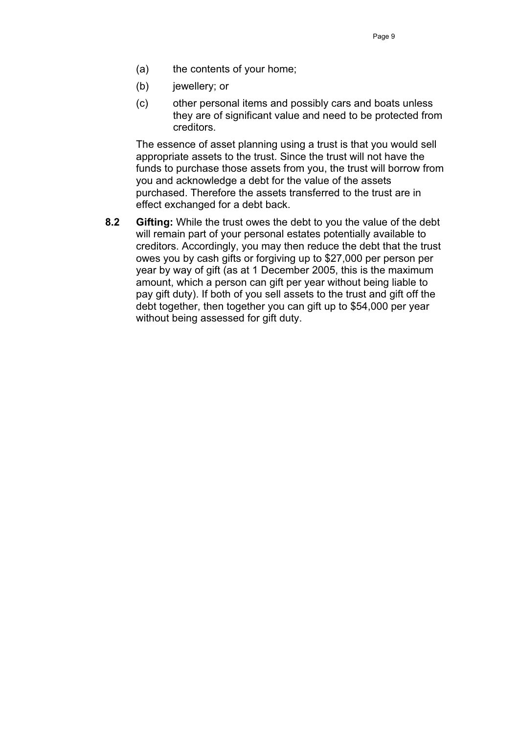(a) the contents of your home;

(b) jewellery; or

(c) other personal items and possibly cars and boats unless they are of significant value and need to be protected from creditors.

The essence of asset planning using a trust is that you would sell appropriate assets to the trust. Since the trust will not have the funds to purchase those assets from you, the trust will borrow from you and acknowledge a debt for the value of the assets purchased. Therefore the assets transferred to the trust are in effect exchanged for a debt back.

**8.2** **Gifting:** While the trust owes the debt to you the value of the debt will remain part of your personal estates potentially available to creditors. Accordingly, you may then reduce the debt that the trust owes you by cash gifts or forgiving up to $27,000 per person per year by way of gift (as at 1 December 2005, this is the maximum amount, which a person can gift per year without being liable to pay gift duty). If both of you sell assets to the trust and gift off the debt together, then together you can gift up to $54,000 per year without being assessed for gift duty.